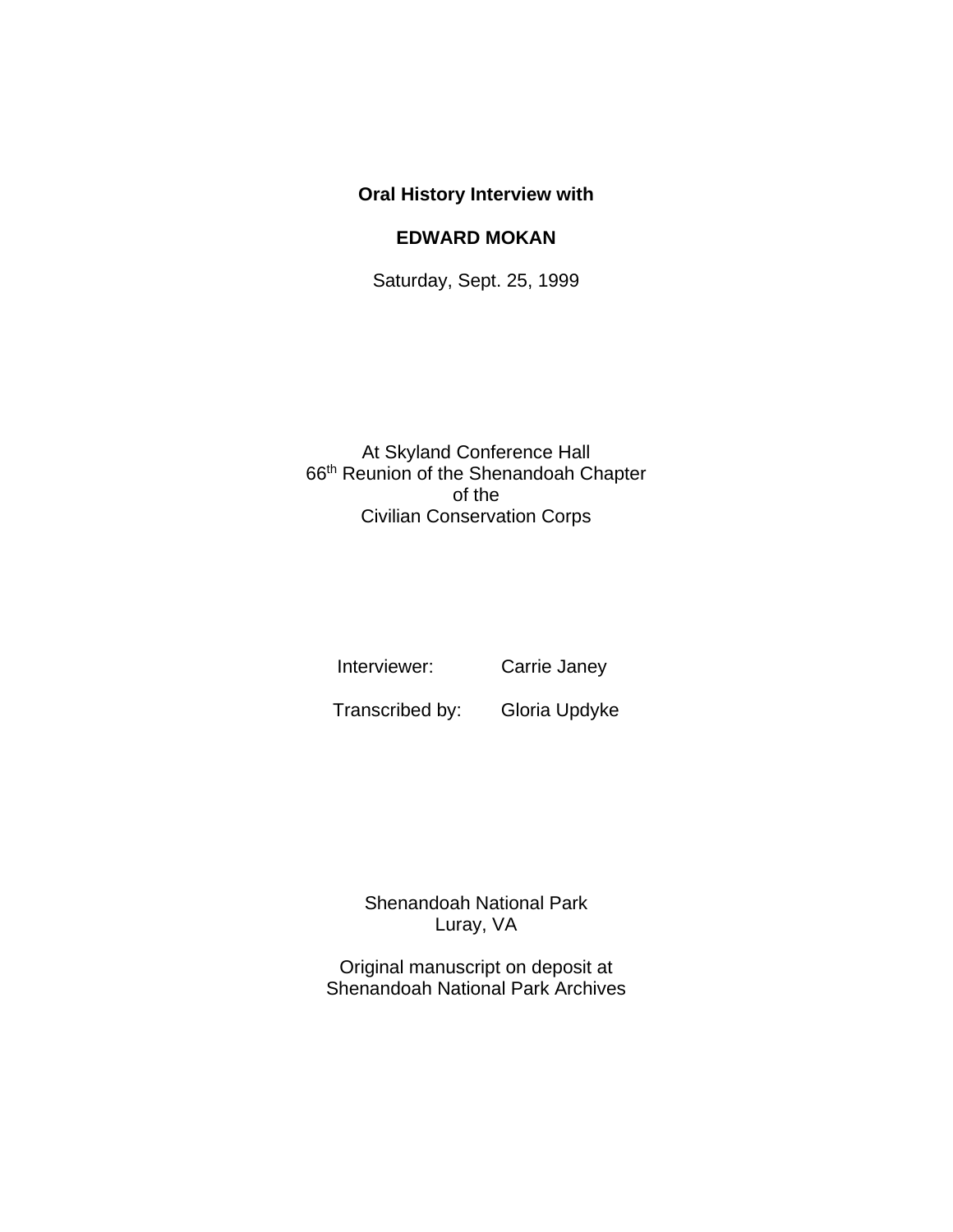**Oral History Interview with**

**EDWARD MOKAN**

Saturday, Sept. 25, 1999

At Skyland Conference Hall
66th Reunion of the Shenandoah Chapter
of the
Civilian Conservation Corps

Interviewer: Carrie Janey

Transcribed by: Gloria Updyke

Shenandoah National Park
Luray, VA

Original manuscript on deposit at
Shenandoah National Park Archives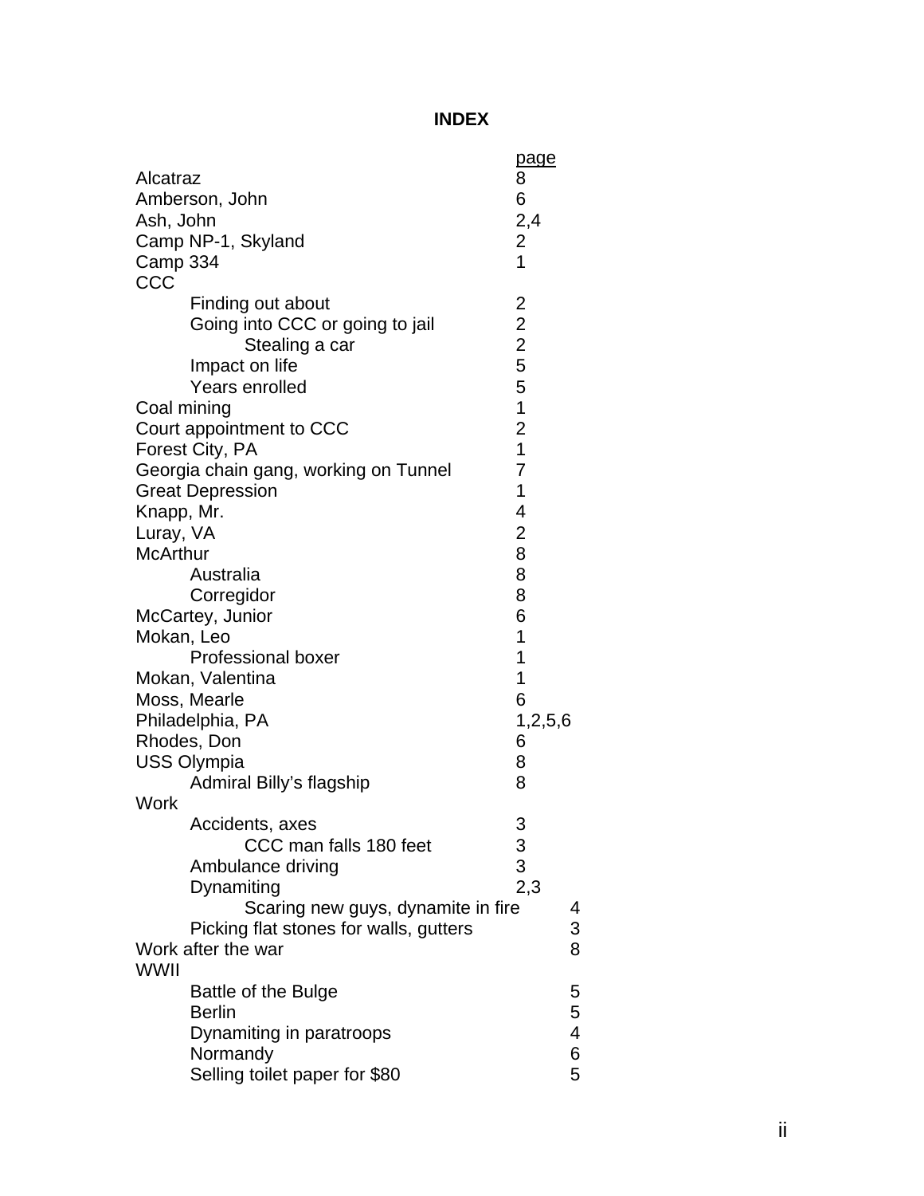**INDEX**

| | page |
|---|---|
| Alcatraz | 8 |
| Amberson, John | 6 |
| Ash, John | 2,4 |
| Camp NP-1, Skyland | 2 |
| Camp 334 | 1 |
| CCC | |
| &nbsp;&nbsp;&nbsp;&nbsp;Finding out about | 2 |
| &nbsp;&nbsp;&nbsp;&nbsp;Going into CCC or going to jail | 2 |
| &nbsp;&nbsp;&nbsp;&nbsp;&nbsp;&nbsp;&nbsp;&nbsp;Stealing a car | 2 |
| &nbsp;&nbsp;&nbsp;&nbsp;Impact on life | 5 |
| &nbsp;&nbsp;&nbsp;&nbsp;Years enrolled | 5 |
| Coal mining | 1 |
| Court appointment to CCC | 2 |
| Forest City, PA | 1 |
| Georgia chain gang, working on Tunnel | 7 |
| Great Depression | 1 |
| Knapp, Mr. | 4 |
| Luray, VA | 2 |
| McArthur | 8 |
| &nbsp;&nbsp;&nbsp;&nbsp;Australia | 8 |
| &nbsp;&nbsp;&nbsp;&nbsp;Corregidor | 8 |
| McCartey, Junior | 6 |
| Mokan, Leo | 1 |
| &nbsp;&nbsp;&nbsp;&nbsp;Professional boxer | 1 |
| Mokan, Valentina | 1 |
| Moss, Mearle | 6 |
| Philadelphia, PA | 1,2,5,6 |
| Rhodes, Don | 6 |
| USS Olympia | 8 |
| &nbsp;&nbsp;&nbsp;&nbsp;Admiral Billy's flagship | 8 |
| Work | |
| &nbsp;&nbsp;&nbsp;&nbsp;Accidents, axes | 3 |
| &nbsp;&nbsp;&nbsp;&nbsp;&nbsp;&nbsp;&nbsp;&nbsp;CCC man falls 180 feet | 3 |
| &nbsp;&nbsp;&nbsp;&nbsp;Ambulance driving | 3 |
| &nbsp;&nbsp;&nbsp;&nbsp;Dynamiting | 2,3 |
| &nbsp;&nbsp;&nbsp;&nbsp;&nbsp;&nbsp;&nbsp;&nbsp;Scaring new guys, dynamite in fire | 4 |
| &nbsp;&nbsp;&nbsp;&nbsp;Picking flat stones for walls, gutters | 3 |
| Work after the war | 8 |
| WWII | |
| &nbsp;&nbsp;&nbsp;&nbsp;Battle of the Bulge | 5 |
| &nbsp;&nbsp;&nbsp;&nbsp;Berlin | 5 |
| &nbsp;&nbsp;&nbsp;&nbsp;Dynamiting in paratroops | 4 |
| &nbsp;&nbsp;&nbsp;&nbsp;Normandy | 6 |
| &nbsp;&nbsp;&nbsp;&nbsp;Selling toilet paper for $80 | 5 |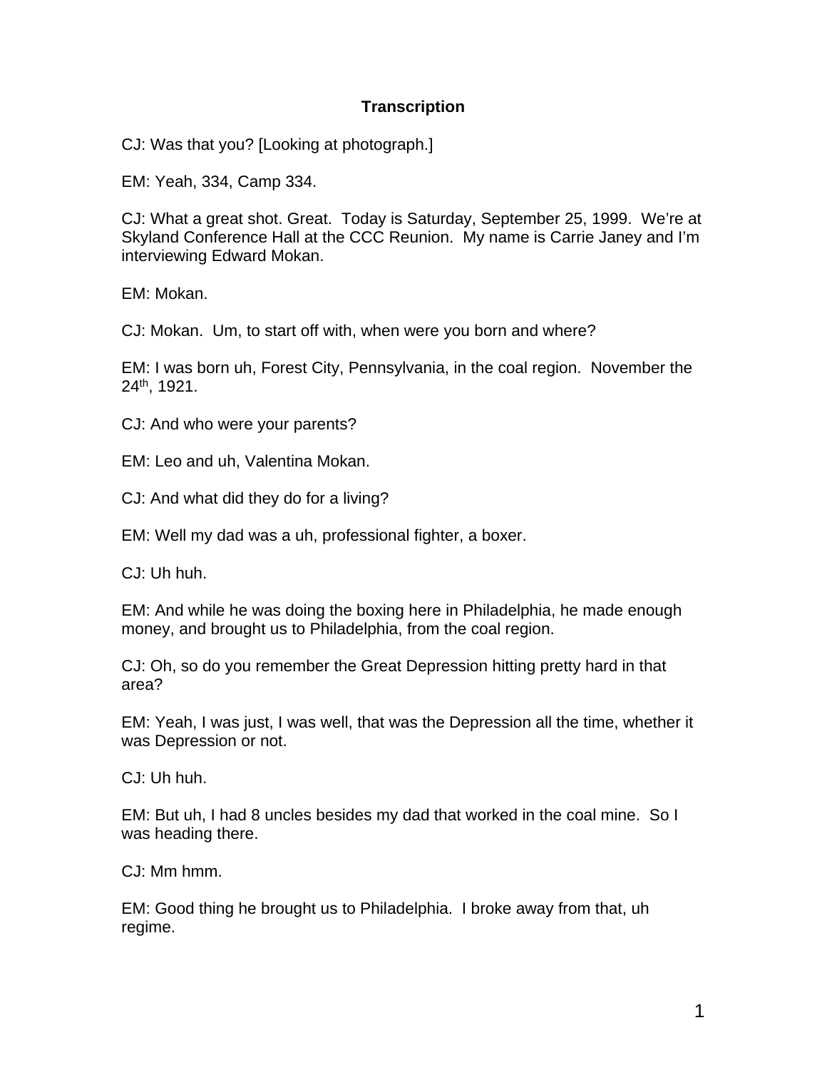**Transcription**

CJ: Was that you? [Looking at photograph.]

EM: Yeah, 334, Camp 334.

CJ: What a great shot. Great. Today is Saturday, September 25, 1999. We're at Skyland Conference Hall at the CCC Reunion. My name is Carrie Janey and I'm interviewing Edward Mokan.

EM: Mokan.

CJ: Mokan. Um, to start off with, when were you born and where?

EM: I was born uh, Forest City, Pennsylvania, in the coal region. November the 24th, 1921.

CJ: And who were your parents?

EM: Leo and uh, Valentina Mokan.

CJ: And what did they do for a living?

EM: Well my dad was a uh, professional fighter, a boxer.

CJ: Uh huh.

EM: And while he was doing the boxing here in Philadelphia, he made enough money, and brought us to Philadelphia, from the coal region.

CJ: Oh, so do you remember the Great Depression hitting pretty hard in that area?

EM: Yeah, I was just, I was well, that was the Depression all the time, whether it was Depression or not.

CJ: Uh huh.

EM: But uh, I had 8 uncles besides my dad that worked in the coal mine. So I was heading there.

CJ: Mm hmm.

EM: Good thing he brought us to Philadelphia. I broke away from that, uh regime.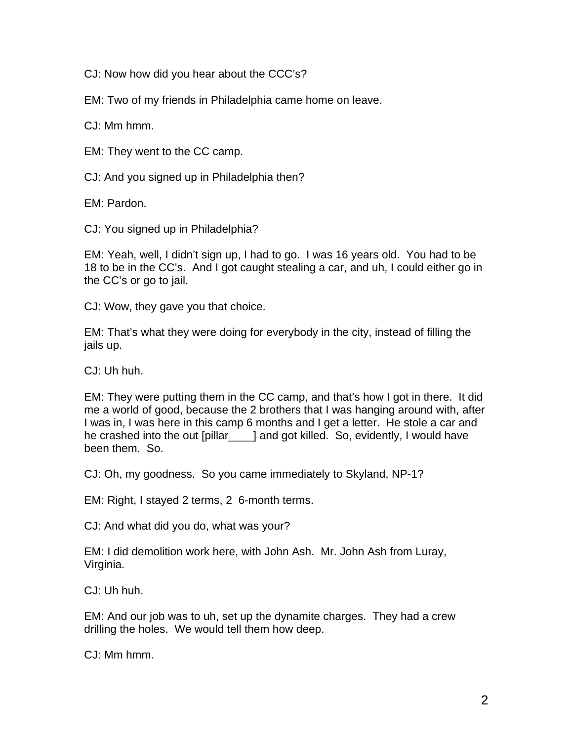CJ: Now how did you hear about the CCC's?

EM: Two of my friends in Philadelphia came home on leave.

CJ: Mm hmm.

EM: They went to the CC camp.

CJ: And you signed up in Philadelphia then?

EM: Pardon.

CJ: You signed up in Philadelphia?

EM: Yeah, well, I didn't sign up, I had to go. I was 16 years old. You had to be 18 to be in the CC's. And I got caught stealing a car, and uh, I could either go in the CC's or go to jail.

CJ: Wow, they gave you that choice.

EM: That's what they were doing for everybody in the city, instead of filling the jails up.

CJ: Uh huh.

EM: They were putting them in the CC camp, and that's how I got in there. It did me a world of good, because the 2 brothers that I was hanging around with, after I was in, I was here in this camp 6 months and I get a letter. He stole a car and he crashed into the out [pillar____] and got killed. So, evidently, I would have been them. So.

CJ: Oh, my goodness. So you came immediately to Skyland, NP-1?

EM: Right, I stayed 2 terms, 2 6-month terms.

CJ: And what did you do, what was your?

EM: I did demolition work here, with John Ash. Mr. John Ash from Luray, Virginia.

CJ: Uh huh.

EM: And our job was to uh, set up the dynamite charges. They had a crew drilling the holes. We would tell them how deep.

CJ: Mm hmm.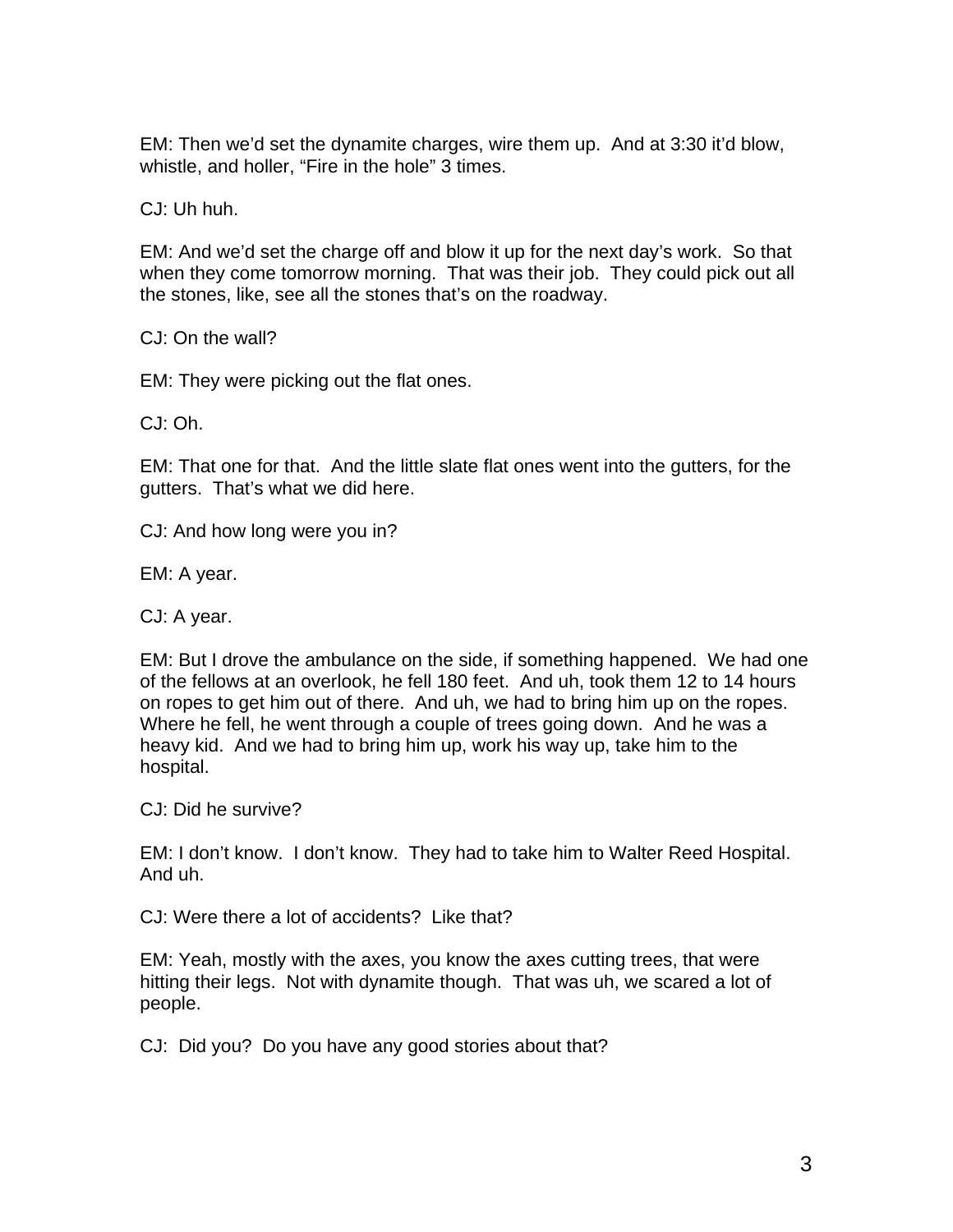EM: Then we'd set the dynamite charges, wire them up. And at 3:30 it'd blow, whistle, and holler, "Fire in the hole" 3 times.

CJ: Uh huh.

EM: And we'd set the charge off and blow it up for the next day's work. So that when they come tomorrow morning. That was their job. They could pick out all the stones, like, see all the stones that's on the roadway.

CJ: On the wall?

EM: They were picking out the flat ones.

CJ: Oh.

EM: That one for that. And the little slate flat ones went into the gutters, for the gutters. That's what we did here.

CJ: And how long were you in?

EM: A year.

CJ: A year.

EM: But I drove the ambulance on the side, if something happened. We had one of the fellows at an overlook, he fell 180 feet. And uh, took them 12 to 14 hours on ropes to get him out of there. And uh, we had to bring him up on the ropes. Where he fell, he went through a couple of trees going down. And he was a heavy kid. And we had to bring him up, work his way up, take him to the hospital.

CJ: Did he survive?

EM: I don't know. I don't know. They had to take him to Walter Reed Hospital. And uh.

CJ: Were there a lot of accidents? Like that?

EM: Yeah, mostly with the axes, you know the axes cutting trees, that were hitting their legs. Not with dynamite though. That was uh, we scared a lot of people.

CJ: Did you? Do you have any good stories about that?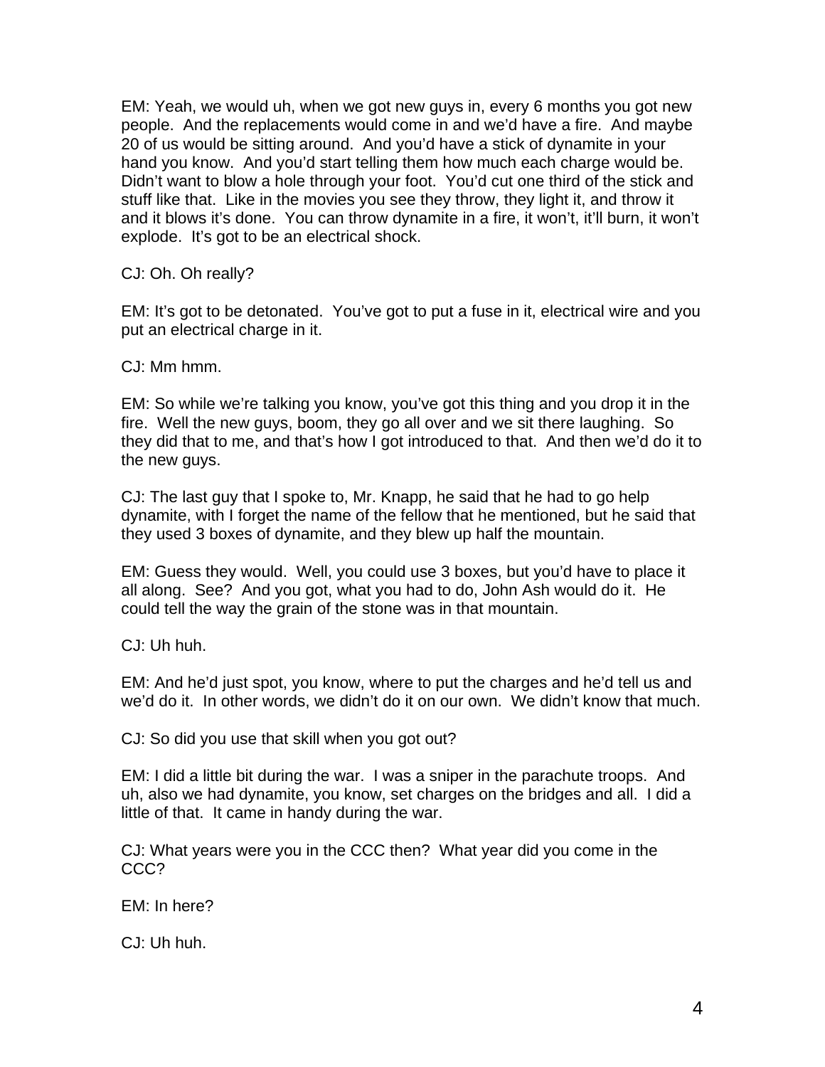EM: Yeah, we would uh, when we got new guys in, every 6 months you got new people. And the replacements would come in and we'd have a fire. And maybe 20 of us would be sitting around. And you'd have a stick of dynamite in your hand you know. And you'd start telling them how much each charge would be. Didn't want to blow a hole through your foot. You'd cut one third of the stick and stuff like that. Like in the movies you see they throw, they light it, and throw it and it blows it's done. You can throw dynamite in a fire, it won't, it'll burn, it won't explode. It's got to be an electrical shock.

CJ: Oh. Oh really?

EM: It's got to be detonated. You've got to put a fuse in it, electrical wire and you put an electrical charge in it.

CJ: Mm hmm.

EM: So while we're talking you know, you've got this thing and you drop it in the fire. Well the new guys, boom, they go all over and we sit there laughing. So they did that to me, and that's how I got introduced to that. And then we'd do it to the new guys.

CJ: The last guy that I spoke to, Mr. Knapp, he said that he had to go help dynamite, with I forget the name of the fellow that he mentioned, but he said that they used 3 boxes of dynamite, and they blew up half the mountain.

EM: Guess they would. Well, you could use 3 boxes, but you'd have to place it all along. See? And you got, what you had to do, John Ash would do it. He could tell the way the grain of the stone was in that mountain.

CJ: Uh huh.

EM: And he'd just spot, you know, where to put the charges and he'd tell us and we'd do it. In other words, we didn't do it on our own. We didn't know that much.

CJ: So did you use that skill when you got out?

EM: I did a little bit during the war. I was a sniper in the parachute troops. And uh, also we had dynamite, you know, set charges on the bridges and all. I did a little of that. It came in handy during the war.

CJ: What years were you in the CCC then? What year did you come in the CCC?

EM: In here?

CJ: Uh huh.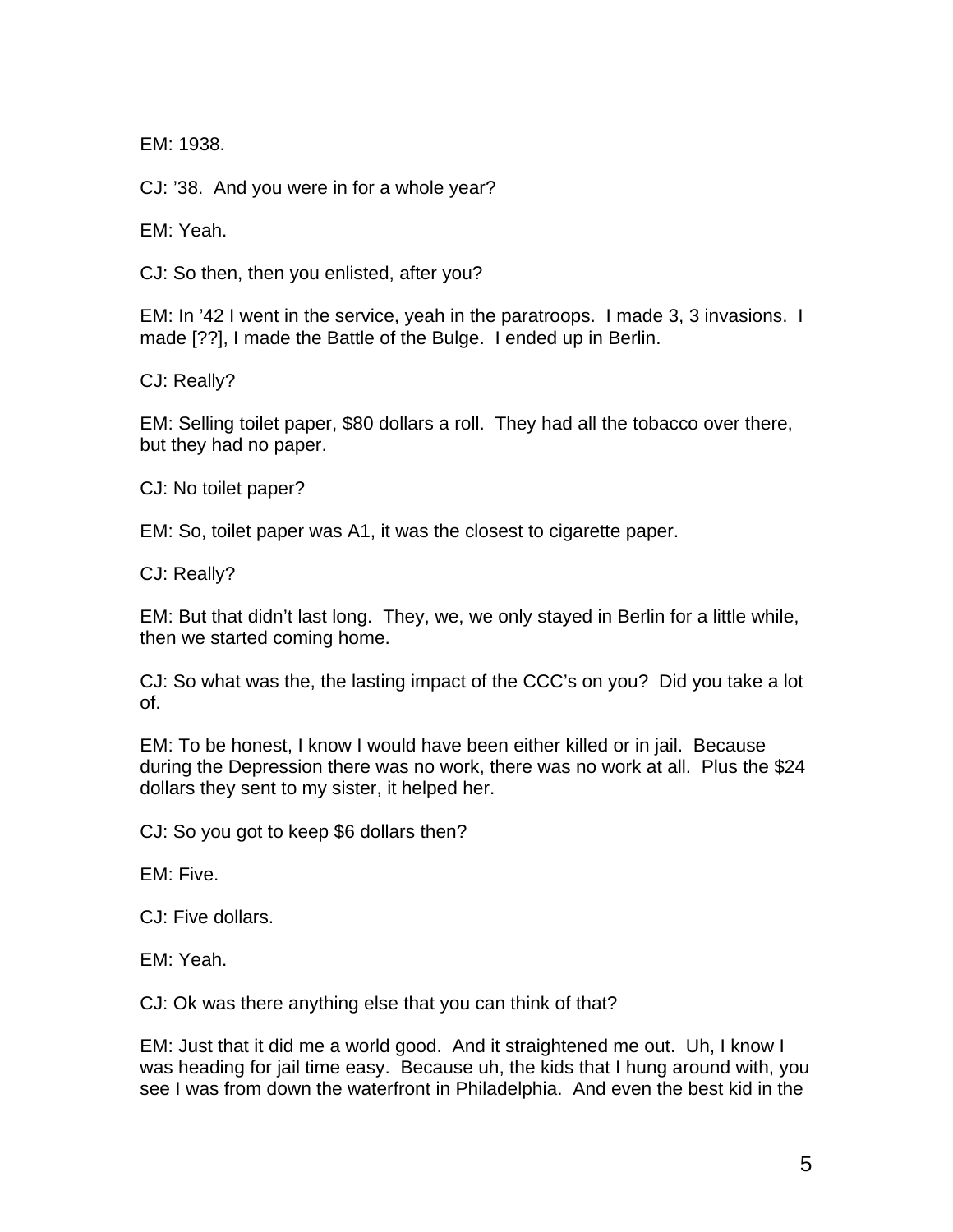EM: 1938.

CJ: ’38. And you were in for a whole year?

EM: Yeah.

CJ: So then, then you enlisted, after you?

EM: In ’42 I went in the service, yeah in the paratroops. I made 3, 3 invasions. I made [??], I made the Battle of the Bulge. I ended up in Berlin.

CJ: Really?

EM: Selling toilet paper, $80 dollars a roll. They had all the tobacco over there, but they had no paper.

CJ: No toilet paper?

EM: So, toilet paper was A1, it was the closest to cigarette paper.

CJ: Really?

EM: But that didn’t last long. They, we, we only stayed in Berlin for a little while, then we started coming home.

CJ: So what was the, the lasting impact of the CCC’s on you? Did you take a lot of.

EM: To be honest, I know I would have been either killed or in jail. Because during the Depression there was no work, there was no work at all. Plus the $24 dollars they sent to my sister, it helped her.

CJ: So you got to keep $6 dollars then?

EM: Five.

CJ: Five dollars.

EM: Yeah.

CJ: Ok was there anything else that you can think of that?

EM: Just that it did me a world good. And it straightened me out. Uh, I know I was heading for jail time easy. Because uh, the kids that I hung around with, you see I was from down the waterfront in Philadelphia. And even the best kid in the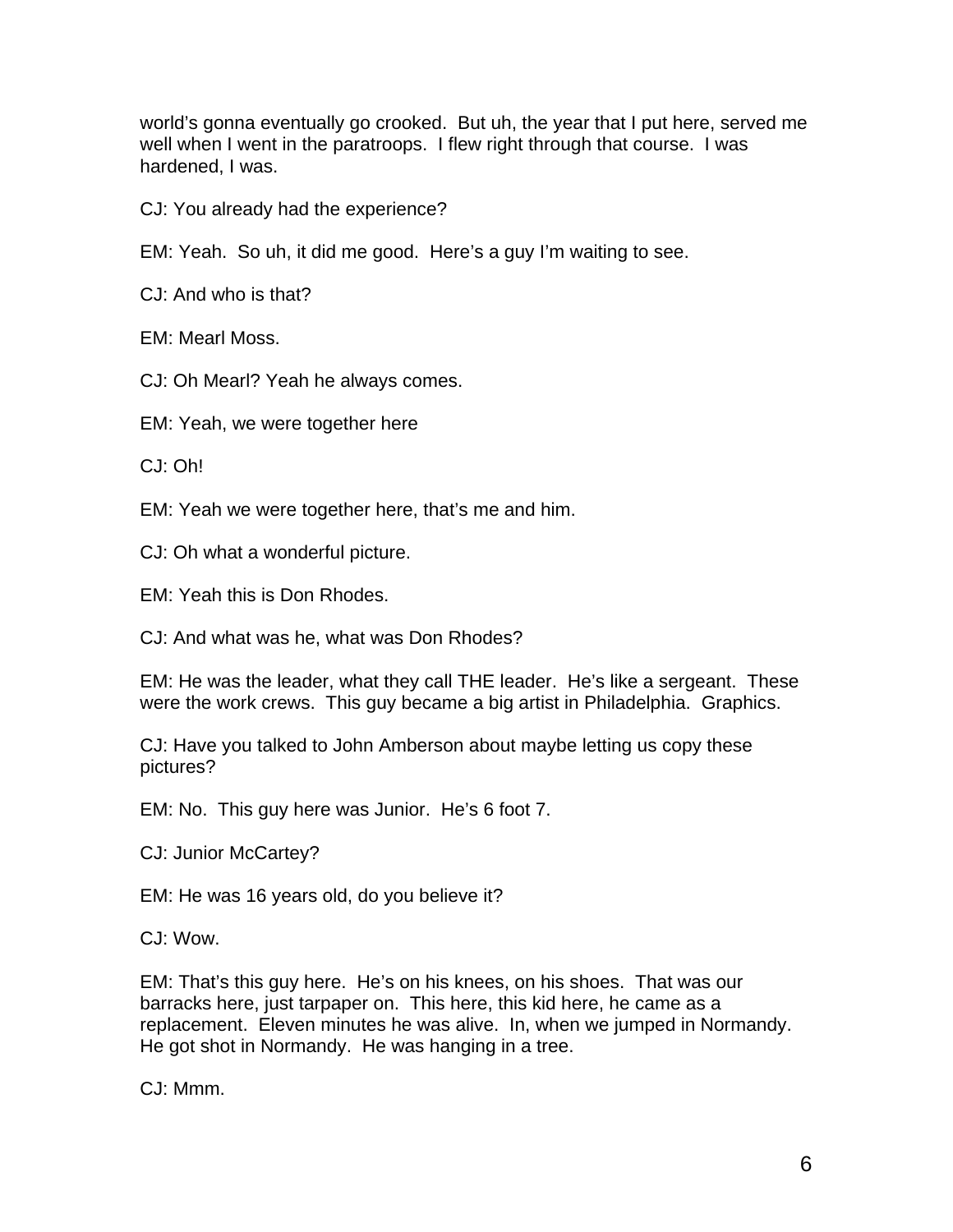world's gonna eventually go crooked. But uh, the year that I put here, served me well when I went in the paratroops. I flew right through that course. I was hardened, I was.

CJ: You already had the experience?

EM: Yeah. So uh, it did me good. Here's a guy I'm waiting to see.

CJ: And who is that?

EM: Mearl Moss.

CJ: Oh Mearl? Yeah he always comes.

EM: Yeah, we were together here

CJ: Oh!

EM: Yeah we were together here, that's me and him.

CJ: Oh what a wonderful picture.

EM: Yeah this is Don Rhodes.

CJ: And what was he, what was Don Rhodes?

EM: He was the leader, what they call THE leader. He's like a sergeant. These were the work crews. This guy became a big artist in Philadelphia. Graphics.

CJ: Have you talked to John Amberson about maybe letting us copy these pictures?

EM: No. This guy here was Junior. He's 6 foot 7.

CJ: Junior McCartey?

EM: He was 16 years old, do you believe it?

CJ: Wow.

EM: That's this guy here. He's on his knees, on his shoes. That was our barracks here, just tarpaper on. This here, this kid here, he came as a replacement. Eleven minutes he was alive. In, when we jumped in Normandy. He got shot in Normandy. He was hanging in a tree.

CJ: Mmm.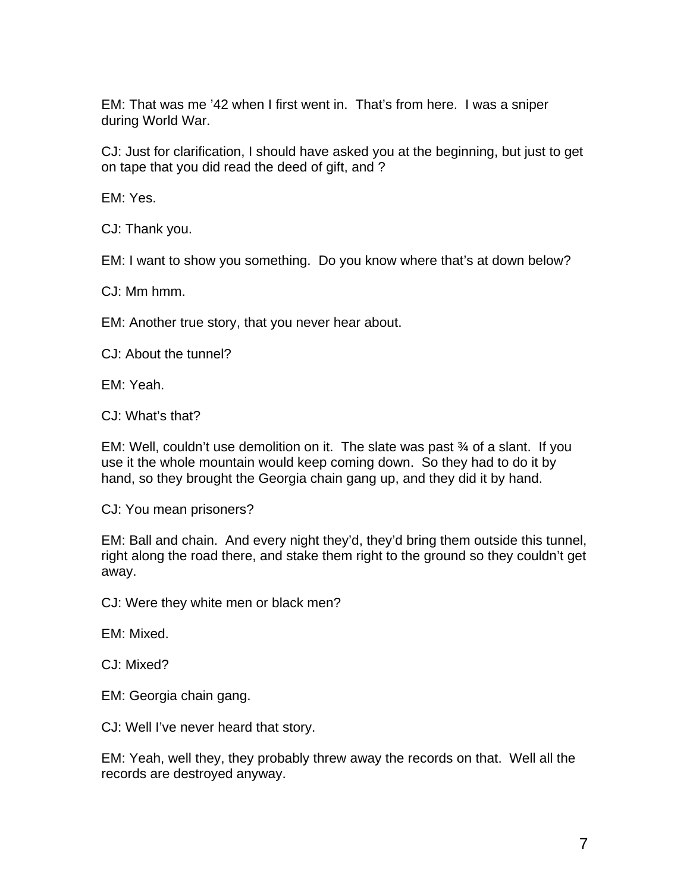EM: That was me '42 when I first went in. That's from here. I was a sniper during World War.

CJ: Just for clarification, I should have asked you at the beginning, but just to get on tape that you did read the deed of gift, and ?

EM: Yes.

CJ: Thank you.

EM: I want to show you something. Do you know where that's at down below?

CJ: Mm hmm.

EM: Another true story, that you never hear about.

CJ: About the tunnel?

EM: Yeah.

CJ: What's that?

EM: Well, couldn't use demolition on it. The slate was past ¾ of a slant. If you use it the whole mountain would keep coming down. So they had to do it by hand, so they brought the Georgia chain gang up, and they did it by hand.

CJ: You mean prisoners?

EM: Ball and chain. And every night they'd, they'd bring them outside this tunnel, right along the road there, and stake them right to the ground so they couldn't get away.

CJ: Were they white men or black men?

EM: Mixed.

CJ: Mixed?

EM: Georgia chain gang.

CJ: Well I've never heard that story.

EM: Yeah, well they, they probably threw away the records on that. Well all the records are destroyed anyway.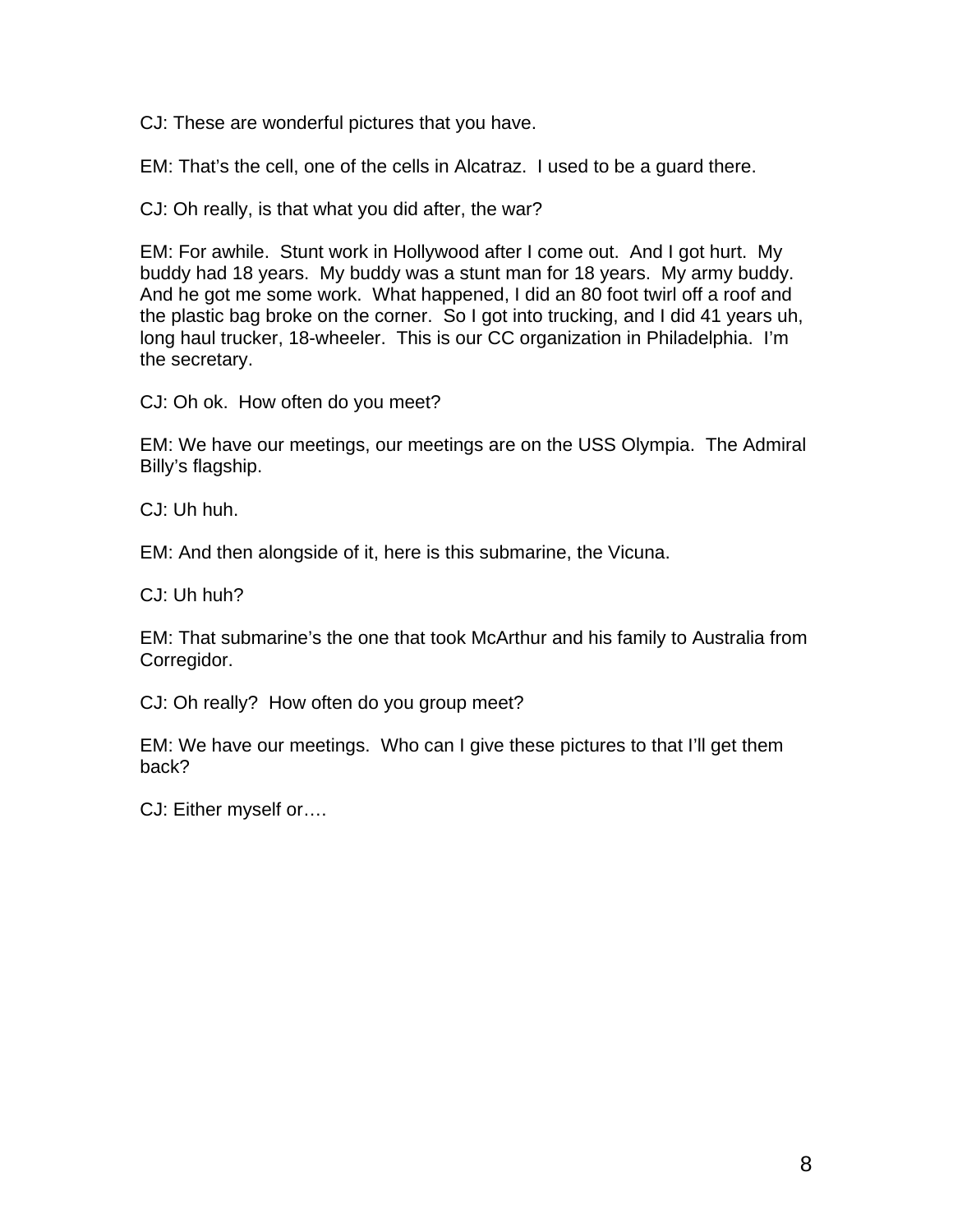CJ: These are wonderful pictures that you have.

EM: That's the cell, one of the cells in Alcatraz. I used to be a guard there.

CJ: Oh really, is that what you did after, the war?

EM: For awhile. Stunt work in Hollywood after I come out. And I got hurt. My buddy had 18 years. My buddy was a stunt man for 18 years. My army buddy. And he got me some work. What happened, I did an 80 foot twirl off a roof and the plastic bag broke on the corner. So I got into trucking, and I did 41 years uh, long haul trucker, 18-wheeler. This is our CC organization in Philadelphia. I'm the secretary.

CJ: Oh ok. How often do you meet?

EM: We have our meetings, our meetings are on the USS Olympia. The Admiral Billy's flagship.

CJ: Uh huh.

EM: And then alongside of it, here is this submarine, the Vicuna.

CJ: Uh huh?

EM: That submarine's the one that took McArthur and his family to Australia from Corregidor.

CJ: Oh really? How often do you group meet?

EM: We have our meetings. Who can I give these pictures to that I'll get them back?

CJ: Either myself or….